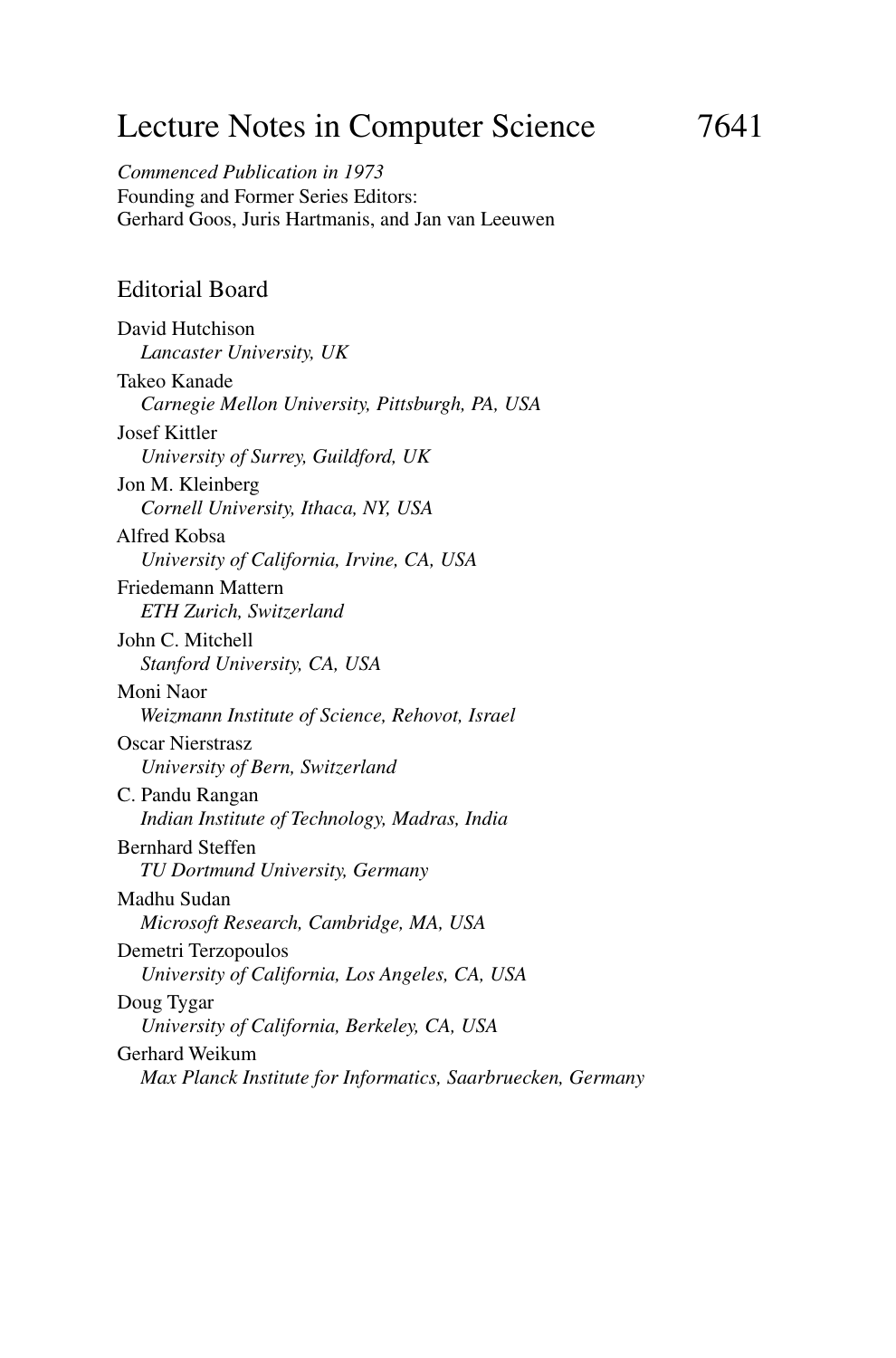# Lecture Notes in Computer Science 7641

*Commenced Publication in 1973*
Founding and Former Series Editors:
Gerhard Goos, Juris Hartmanis, and Jan van Leeuwen

## Editorial Board

David Hutchison
*Lancaster University, UK*

Takeo Kanade
*Carnegie Mellon University, Pittsburgh, PA, USA*

Josef Kittler
*University of Surrey, Guildford, UK*

Jon M. Kleinberg
*Cornell University, Ithaca, NY, USA*

Alfred Kobsa
*University of California, Irvine, CA, USA*

Friedemann Mattern
*ETH Zurich, Switzerland*

John C. Mitchell
*Stanford University, CA, USA*

Moni Naor
*Weizmann Institute of Science, Rehovot, Israel*

Oscar Nierstrasz
*University of Bern, Switzerland*

C. Pandu Rangan
*Indian Institute of Technology, Madras, India*

Bernhard Steffen
*TU Dortmund University, Germany*

Madhu Sudan
*Microsoft Research, Cambridge, MA, USA*

Demetri Terzopoulos
*University of California, Los Angeles, CA, USA*

Doug Tygar
*University of California, Berkeley, CA, USA*

Gerhard Weikum
*Max Planck Institute for Informatics, Saarbruecken, Germany*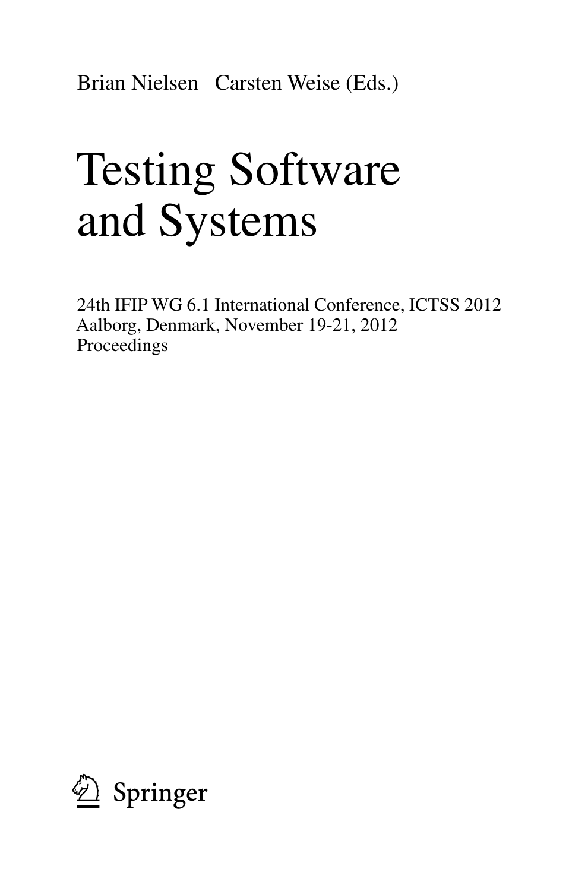Brian Nielsen Carsten Weise (Eds.)

# Testing Software and Systems

24th IFIP WG 6.1 International Conference, ICTSS 2012
Aalborg, Denmark, November 19-21, 2012
Proceedings

Springer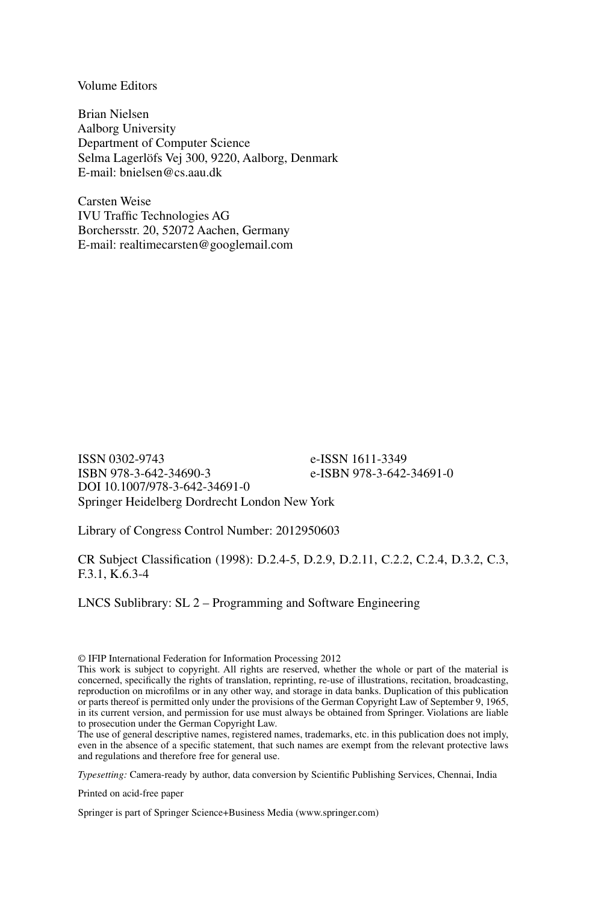Volume Editors

Brian Nielsen
Aalborg University
Department of Computer Science
Selma Lagerlöfs Vej 300, 9220, Aalborg, Denmark
E-mail: bnielsen@cs.aau.dk

Carsten Weise
IVU Traffic Technologies AG
Borchersstr. 20, 52072 Aachen, Germany
E-mail: realtimecarsten@googlemail.com

ISSN 0302-9743 e-ISSN 1611-3349
ISBN 978-3-642-34690-3 e-ISBN 978-3-642-34691-0
DOI 10.1007/978-3-642-34691-0
Springer Heidelberg Dordrecht London New York

Library of Congress Control Number: 2012950603

CR Subject Classification (1998): D.2.4-5, D.2.9, D.2.11, C.2.2, C.2.4, D.3.2, C.3, F.3.1, K.6.3-4

LNCS Sublibrary: SL 2 – Programming and Software Engineering

© IFIP International Federation for Information Processing 2012
This work is subject to copyright. All rights are reserved, whether the whole or part of the material is concerned, specifically the rights of translation, reprinting, re-use of illustrations, recitation, broadcasting, reproduction on microfilms or in any other way, and storage in data banks. Duplication of this publication or parts thereof is permitted only under the provisions of the German Copyright Law of September 9, 1965, in its current version, and permission for use must always be obtained from Springer. Violations are liable to prosecution under the German Copyright Law.
The use of general descriptive names, registered names, trademarks, etc. in this publication does not imply, even in the absence of a specific statement, that such names are exempt from the relevant protective laws and regulations and therefore free for general use.

*Typesetting:* Camera-ready by author, data conversion by Scientific Publishing Services, Chennai, India

Printed on acid-free paper

Springer is part of Springer Science+Business Media (www.springer.com)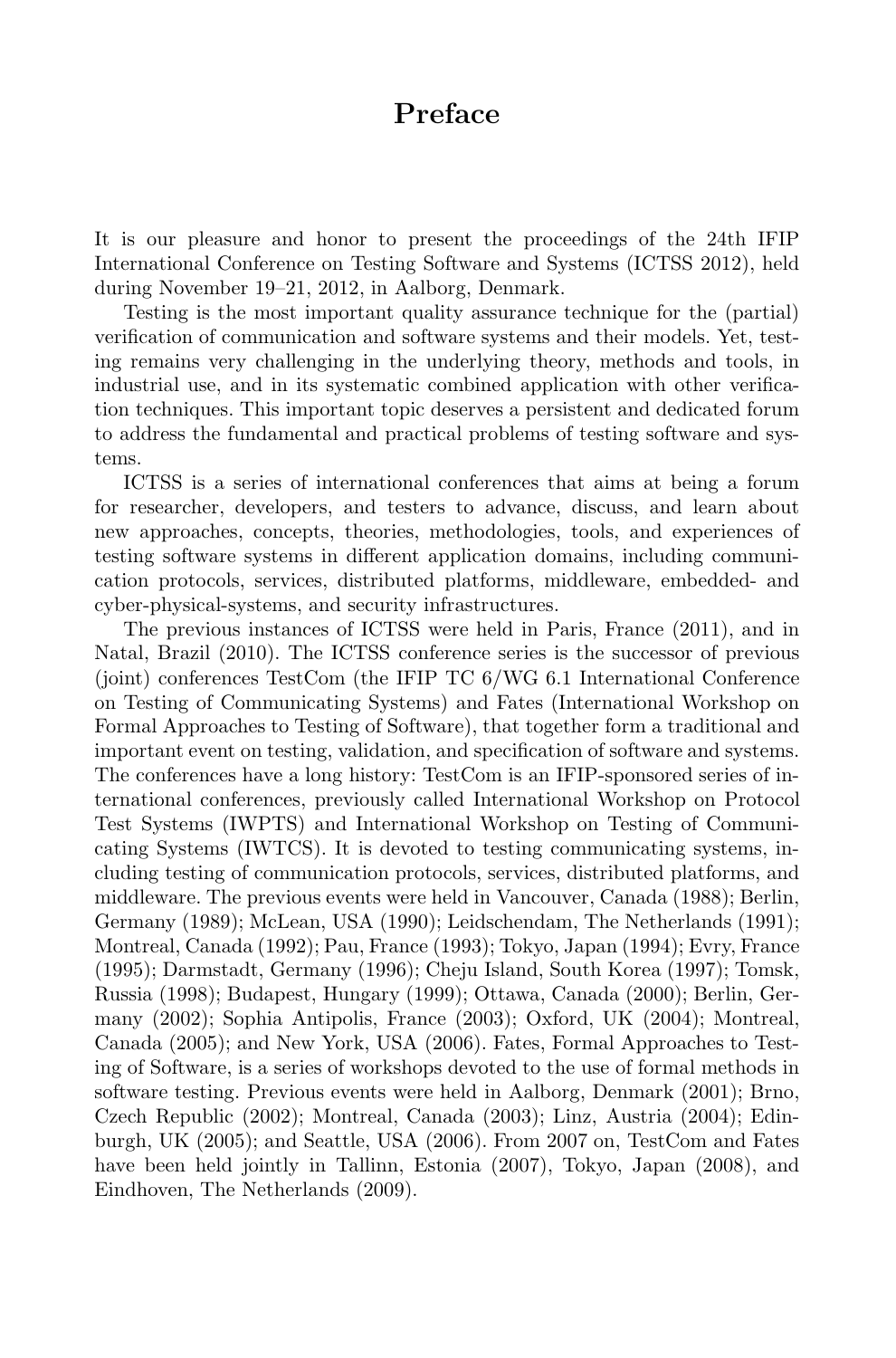# Preface

It is our pleasure and honor to present the proceedings of the 24th IFIP International Conference on Testing Software and Systems (ICTSS 2012), held during November 19–21, 2012, in Aalborg, Denmark.

Testing is the most important quality assurance technique for the (partial) verification of communication and software systems and their models. Yet, testing remains very challenging in the underlying theory, methods and tools, in industrial use, and in its systematic combined application with other verification techniques. This important topic deserves a persistent and dedicated forum to address the fundamental and practical problems of testing software and systems.

ICTSS is a series of international conferences that aims at being a forum for researcher, developers, and testers to advance, discuss, and learn about new approaches, concepts, theories, methodologies, tools, and experiences of testing software systems in different application domains, including communication protocols, services, distributed platforms, middleware, embedded- and cyber-physical-systems, and security infrastructures.

The previous instances of ICTSS were held in Paris, France (2011), and in Natal, Brazil (2010). The ICTSS conference series is the successor of previous (joint) conferences TestCom (the IFIP TC 6/WG 6.1 International Conference on Testing of Communicating Systems) and Fates (International Workshop on Formal Approaches to Testing of Software), that together form a traditional and important event on testing, validation, and specification of software and systems. The conferences have a long history: TestCom is an IFIP-sponsored series of international conferences, previously called International Workshop on Protocol Test Systems (IWPTS) and International Workshop on Testing of Communicating Systems (IWTCS). It is devoted to testing communicating systems, including testing of communication protocols, services, distributed platforms, and middleware. The previous events were held in Vancouver, Canada (1988); Berlin, Germany (1989); McLean, USA (1990); Leidschendam, The Netherlands (1991); Montreal, Canada (1992); Pau, France (1993); Tokyo, Japan (1994); Evry, France (1995); Darmstadt, Germany (1996); Cheju Island, South Korea (1997); Tomsk, Russia (1998); Budapest, Hungary (1999); Ottawa, Canada (2000); Berlin, Germany (2002); Sophia Antipolis, France (2003); Oxford, UK (2004); Montreal, Canada (2005); and New York, USA (2006). Fates, Formal Approaches to Testing of Software, is a series of workshops devoted to the use of formal methods in software testing. Previous events were held in Aalborg, Denmark (2001); Brno, Czech Republic (2002); Montreal, Canada (2003); Linz, Austria (2004); Edinburgh, UK (2005); and Seattle, USA (2006). From 2007 on, TestCom and Fates have been held jointly in Tallinn, Estonia (2007), Tokyo, Japan (2008), and Eindhoven, The Netherlands (2009).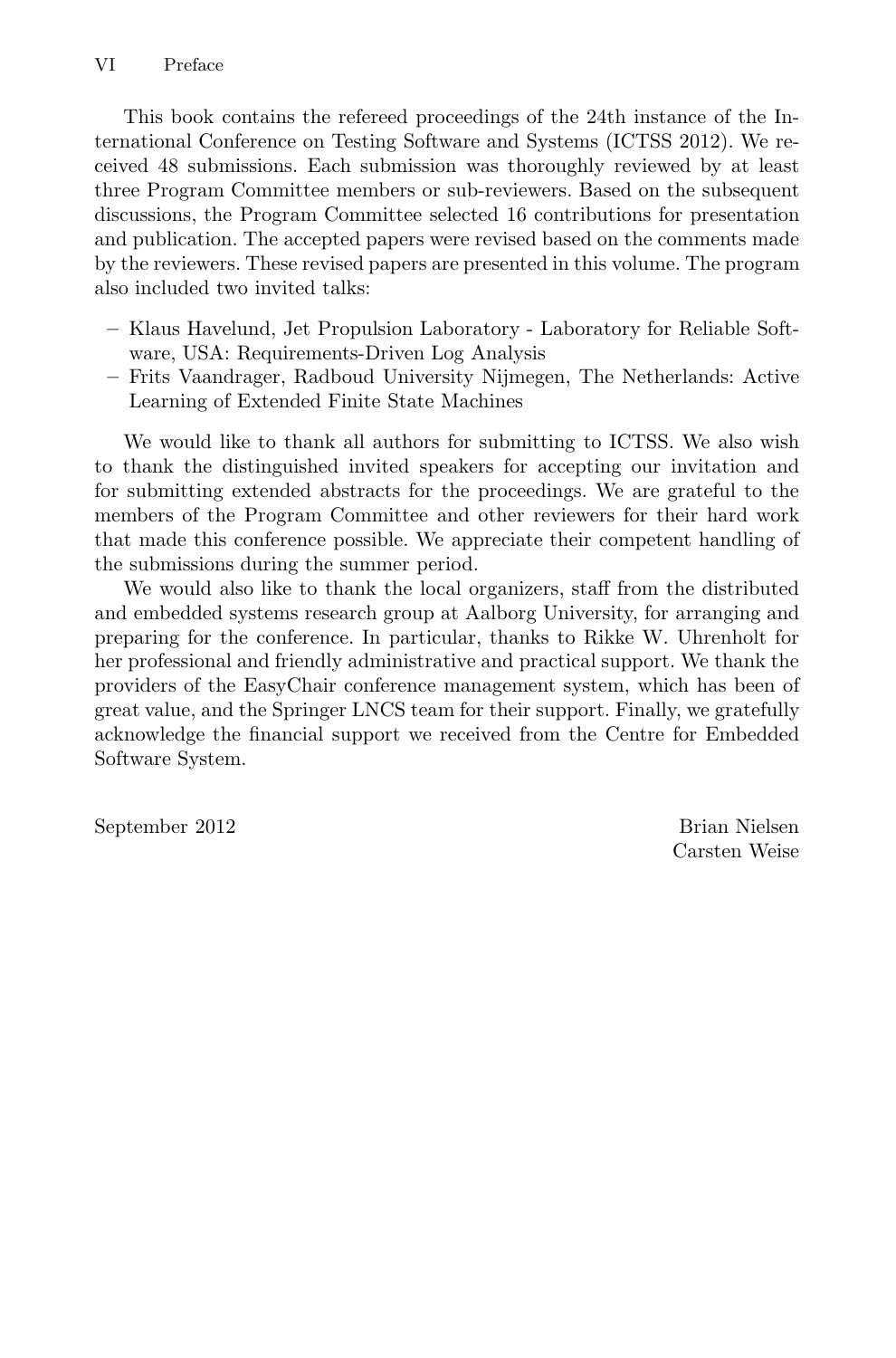This book contains the refereed proceedings of the 24th instance of the International Conference on Testing Software and Systems (ICTSS 2012). We received 48 submissions. Each submission was thoroughly reviewed by at least three Program Committee members or sub-reviewers. Based on the subsequent discussions, the Program Committee selected 16 contributions for presentation and publication. The accepted papers were revised based on the comments made by the reviewers. These revised papers are presented in this volume. The program also included two invited talks:

- Klaus Havelund, Jet Propulsion Laboratory - Laboratory for Reliable Software, USA: Requirements-Driven Log Analysis
- Frits Vaandrager, Radboud University Nijmegen, The Netherlands: Active Learning of Extended Finite State Machines

We would like to thank all authors for submitting to ICTSS. We also wish to thank the distinguished invited speakers for accepting our invitation and for submitting extended abstracts for the proceedings. We are grateful to the members of the Program Committee and other reviewers for their hard work that made this conference possible. We appreciate their competent handling of the submissions during the summer period.

We would also like to thank the local organizers, staff from the distributed and embedded systems research group at Aalborg University, for arranging and preparing for the conference. In particular, thanks to Rikke W. Uhrenholt for her professional and friendly administrative and practical support. We thank the providers of the EasyChair conference management system, which has been of great value, and the Springer LNCS team for their support. Finally, we gratefully acknowledge the financial support we received from the Centre for Embedded Software System.

September 2012

Brian Nielsen
Carsten Weise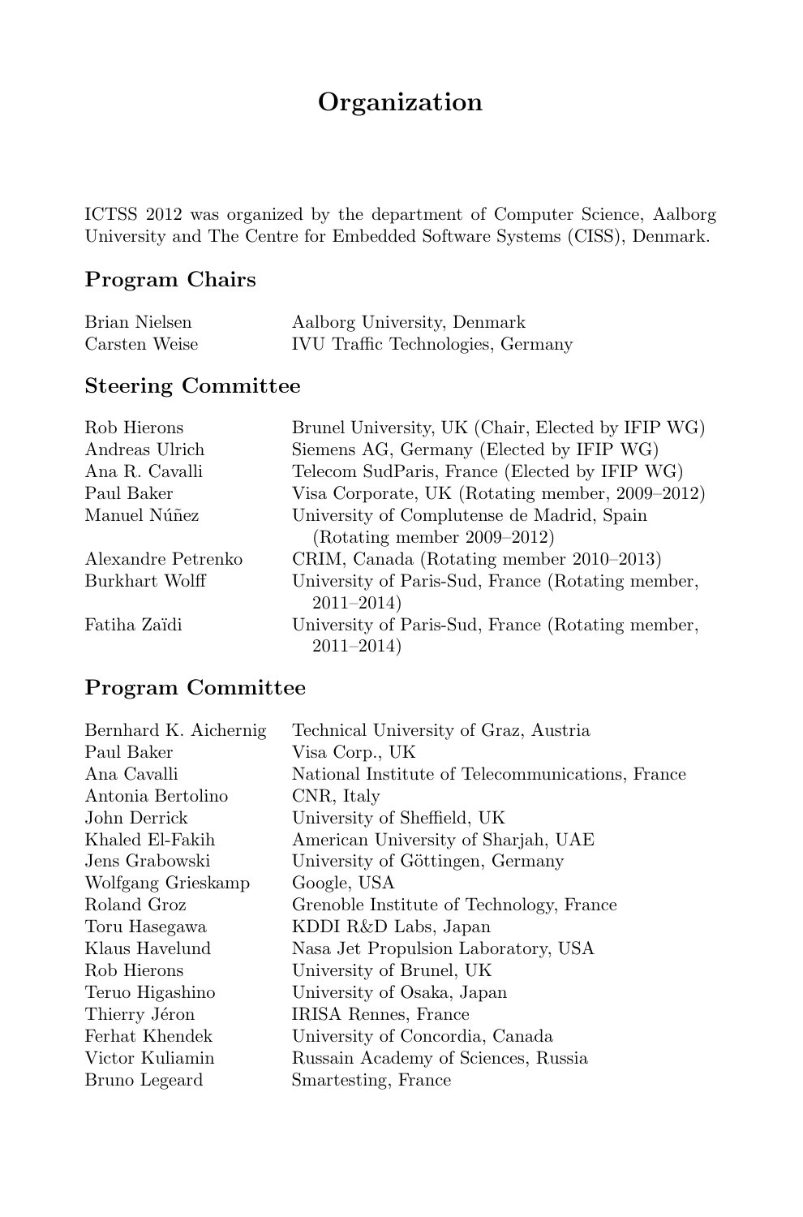# Organization

ICTSS 2012 was organized by the department of Computer Science, Aalborg University and The Centre for Embedded Software Systems (CISS), Denmark.

## Program Chairs

| | |
|---|---|
| Brian Nielsen | Aalborg University, Denmark |
| Carsten Weise | IVU Traffic Technologies, Germany |

## Steering Committee

| | |
|---|---|
| Rob Hierons | Brunel University, UK (Chair, Elected by IFIP WG) |
| Andreas Ulrich | Siemens AG, Germany (Elected by IFIP WG) |
| Ana R. Cavalli | Telecom SudParis, France (Elected by IFIP WG) |
| Paul Baker | Visa Corporate, UK (Rotating member, 2009–2012) |
| Manuel Núñez | University of Complutense de Madrid, Spain (Rotating member 2009–2012) |
| Alexandre Petrenko | CRIM, Canada (Rotating member 2010–2013) |
| Burkhart Wolff | University of Paris-Sud, France (Rotating member, 2011–2014) |
| Fatiha Zaïdi | University of Paris-Sud, France (Rotating member, 2011–2014) |

## Program Committee

| | |
|---|---|
| Bernhard K. Aichernig | Technical University of Graz, Austria |
| Paul Baker | Visa Corp., UK |
| Ana Cavalli | National Institute of Telecommunications, France |
| Antonia Bertolino | CNR, Italy |
| John Derrick | University of Sheffield, UK |
| Khaled El-Fakih | American University of Sharjah, UAE |
| Jens Grabowski | University of Göttingen, Germany |
| Wolfgang Grieskamp | Google, USA |
| Roland Groz | Grenoble Institute of Technology, France |
| Toru Hasegawa | KDDI R&D Labs, Japan |
| Klaus Havelund | Nasa Jet Propulsion Laboratory, USA |
| Rob Hierons | University of Brunel, UK |
| Teruo Higashino | University of Osaka, Japan |
| Thierry Jéron | IRISA Rennes, France |
| Ferhat Khendek | University of Concordia, Canada |
| Victor Kuliamin | Russain Academy of Sciences, Russia |
| Bruno Legeard | Smartesting, France |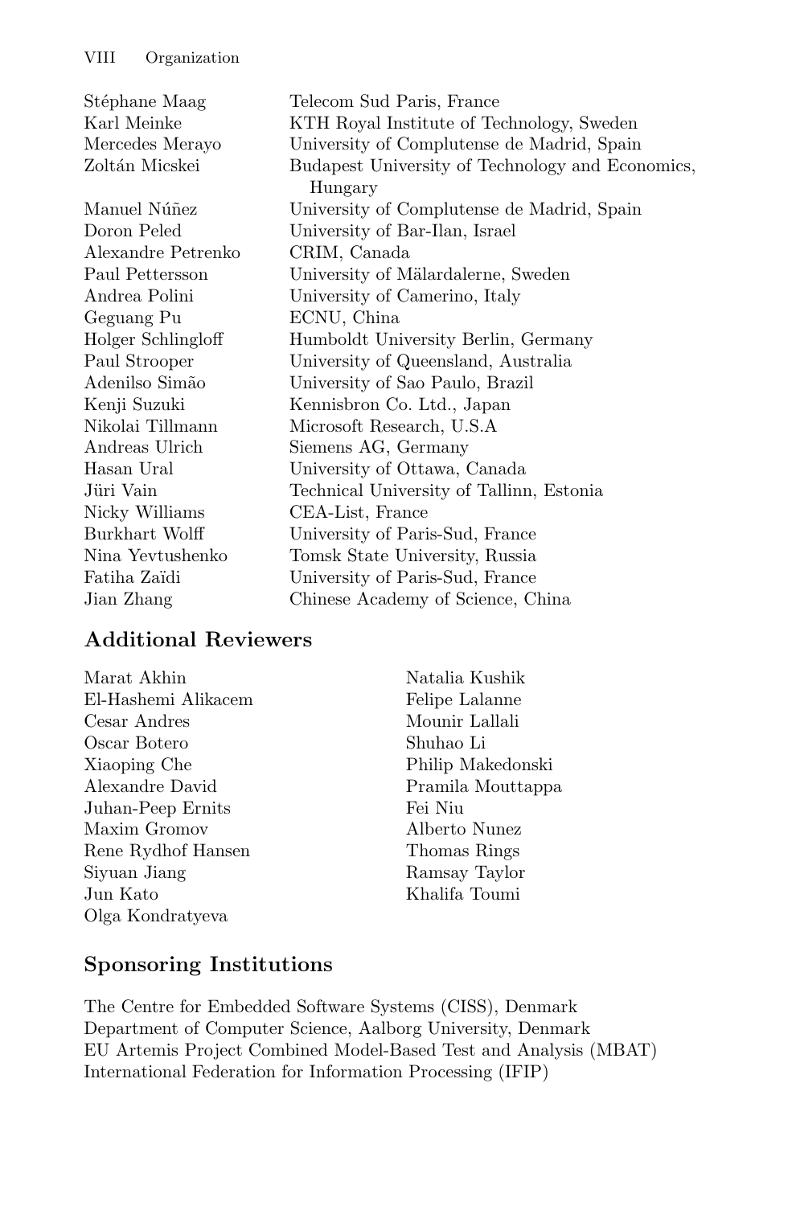| | |
|---|---|
| Stéphane Maag | Telecom Sud Paris, France |
| Karl Meinke | KTH Royal Institute of Technology, Sweden |
| Mercedes Merayo | University of Complutense de Madrid, Spain |
| Zoltán Micskei | Budapest University of Technology and Economics, Hungary |
| Manuel Núñez | University of Complutense de Madrid, Spain |
| Doron Peled | University of Bar-Ilan, Israel |
| Alexandre Petrenko | CRIM, Canada |
| Paul Pettersson | University of Mälardalerne, Sweden |
| Andrea Polini | University of Camerino, Italy |
| Geguang Pu | ECNU, China |
| Holger Schlingloff | Humboldt University Berlin, Germany |
| Paul Strooper | University of Queensland, Australia |
| Adenilso Simão | University of Sao Paulo, Brazil |
| Kenji Suzuki | Kennisbron Co. Ltd., Japan |
| Nikolai Tillmann | Microsoft Research, U.S.A |
| Andreas Ulrich | Siemens AG, Germany |
| Hasan Ural | University of Ottawa, Canada |
| Jüri Vain | Technical University of Tallinn, Estonia |
| Nicky Williams | CEA-List, France |
| Burkhart Wolff | University of Paris-Sud, France |
| Nina Yevtushenko | Tomsk State University, Russia |
| Fatiha Zaïdi | University of Paris-Sud, France |
| Jian Zhang | Chinese Academy of Science, China |

## Additional Reviewers

Marat Akhin
El-Hashemi Alikacem
Cesar Andres
Oscar Botero
Xiaoping Che
Alexandre David
Juhan-Peep Ernits
Maxim Gromov
Rene Rydhof Hansen
Siyuan Jiang
Jun Kato
Olga Kondratyeva
Natalia Kushik
Felipe Lalanne
Mounir Lallali
Shuhao Li
Philip Makedonski
Pramila Mouttappa
Fei Niu
Alberto Nunez
Thomas Rings
Ramsay Taylor
Khalifa Toumi

## Sponsoring Institutions

The Centre for Embedded Software Systems (CISS), Denmark
Department of Computer Science, Aalborg University, Denmark
EU Artemis Project Combined Model-Based Test and Analysis (MBAT)
International Federation for Information Processing (IFIP)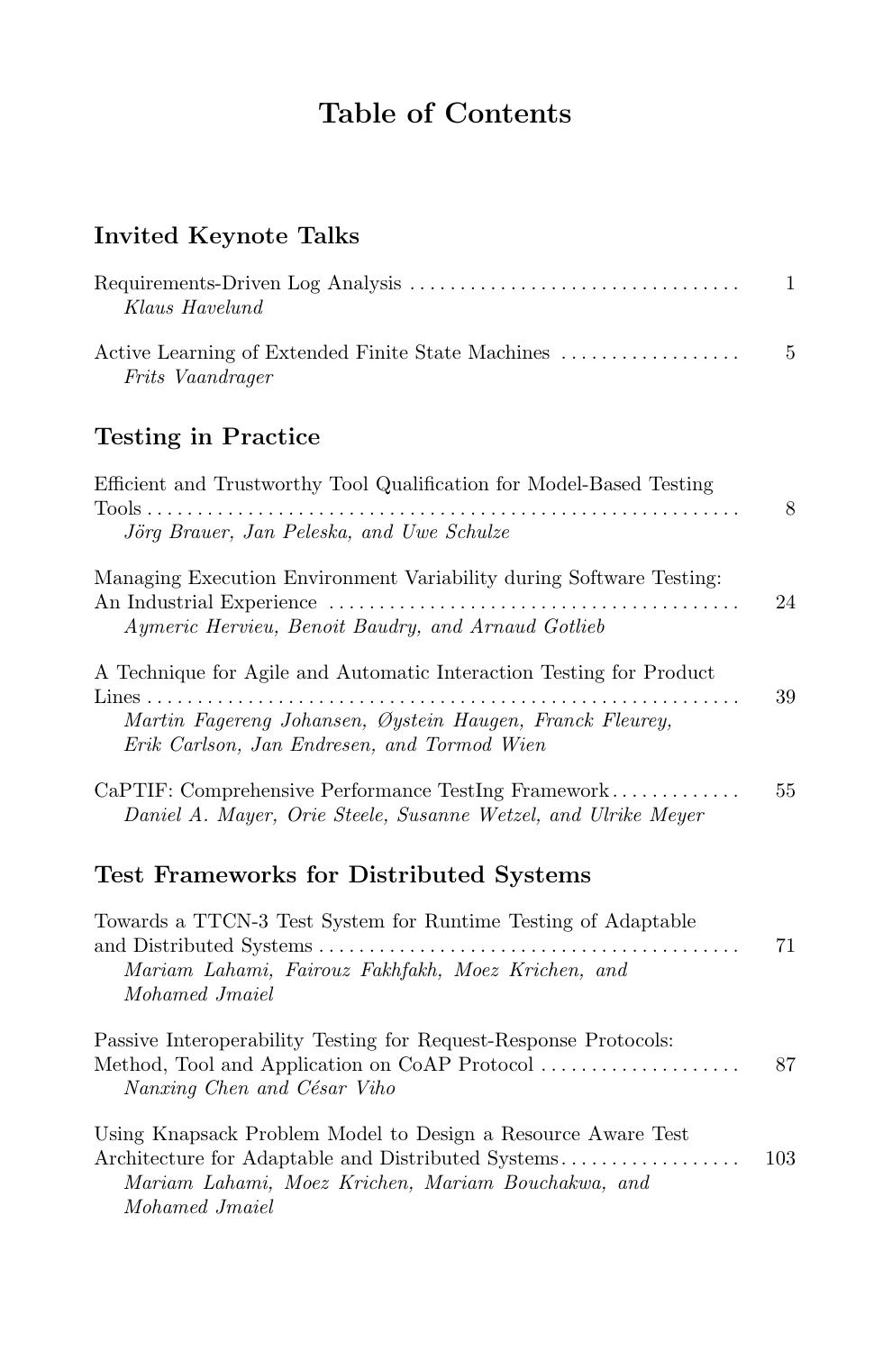# Table of Contents

## Invited Keynote Talks

Requirements-Driven Log Analysis ..... 1
*Klaus Havelund*

Active Learning of Extended Finite State Machines ..... 5
*Frits Vaandrager*

## Testing in Practice

Efficient and Trustworthy Tool Qualification for Model-Based Testing Tools ..... 8
*Jörg Brauer, Jan Peleska, and Uwe Schulze*

Managing Execution Environment Variability during Software Testing: An Industrial Experience ..... 24
*Aymeric Hervieu, Benoit Baudry, and Arnaud Gotlieb*

A Technique for Agile and Automatic Interaction Testing for Product Lines ..... 39
*Martin Fagereng Johansen, Øystein Haugen, Franck Fleurey, Erik Carlson, Jan Endresen, and Tormod Wien*

CaPTIF: Comprehensive Performance TestIng Framework ..... 55
*Daniel A. Mayer, Orie Steele, Susanne Wetzel, and Ulrike Meyer*

## Test Frameworks for Distributed Systems

Towards a TTCN-3 Test System for Runtime Testing of Adaptable and Distributed Systems ..... 71
*Mariam Lahami, Fairouz Fakhfakh, Moez Krichen, and Mohamed Jmaiel*

Passive Interoperability Testing for Request-Response Protocols: Method, Tool and Application on CoAP Protocol ..... 87
*Nanxing Chen and César Viho*

Using Knapsack Problem Model to Design a Resource Aware Test Architecture for Adaptable and Distributed Systems ..... 103
*Mariam Lahami, Moez Krichen, Mariam Bouchakwa, and Mohamed Jmaiel*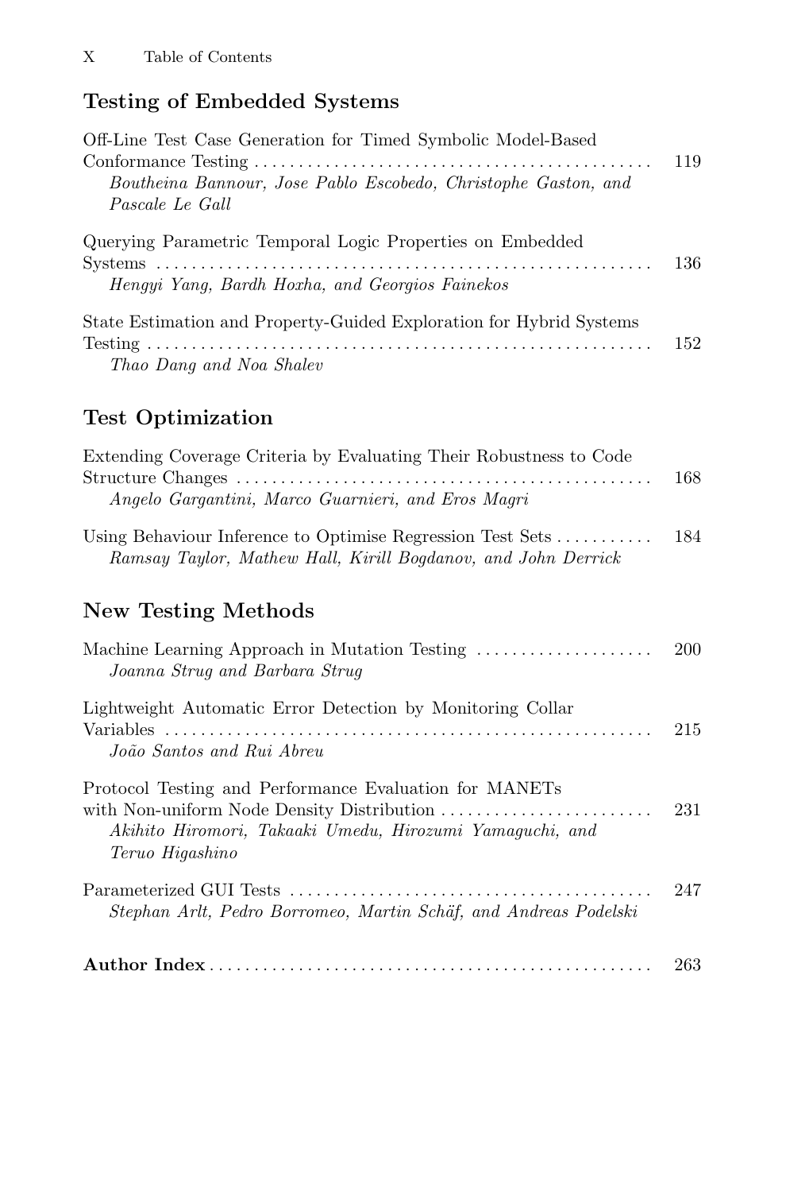## Testing of Embedded Systems

Off-Line Test Case Generation for Timed Symbolic Model-Based Conformance Testing ........ 119
*Boutheina Bannour, Jose Pablo Escobedo, Christophe Gaston, and Pascale Le Gall*

Querying Parametric Temporal Logic Properties on Embedded Systems ........ 136
*Hengyi Yang, Bardh Hoxha, and Georgios Fainekos*

State Estimation and Property-Guided Exploration for Hybrid Systems Testing ........ 152
*Thao Dang and Noa Shalev*

## Test Optimization

Extending Coverage Criteria by Evaluating Their Robustness to Code Structure Changes ........ 168
*Angelo Gargantini, Marco Guarnieri, and Eros Magri*

Using Behaviour Inference to Optimise Regression Test Sets ........ 184
*Ramsay Taylor, Mathew Hall, Kirill Bogdanov, and John Derrick*

## New Testing Methods

Machine Learning Approach in Mutation Testing ........ 200
*Joanna Strug and Barbara Strug*

Lightweight Automatic Error Detection by Monitoring Collar Variables ........ 215
*João Santos and Rui Abreu*

Protocol Testing and Performance Evaluation for MANETs with Non-uniform Node Density Distribution ........ 231
*Akihito Hiromori, Takaaki Umedu, Hirozumi Yamaguchi, and Teruo Higashino*

Parameterized GUI Tests ........ 247
*Stephan Arlt, Pedro Borromeo, Martin Schäf, and Andreas Podelski*

**Author Index** ........ 263